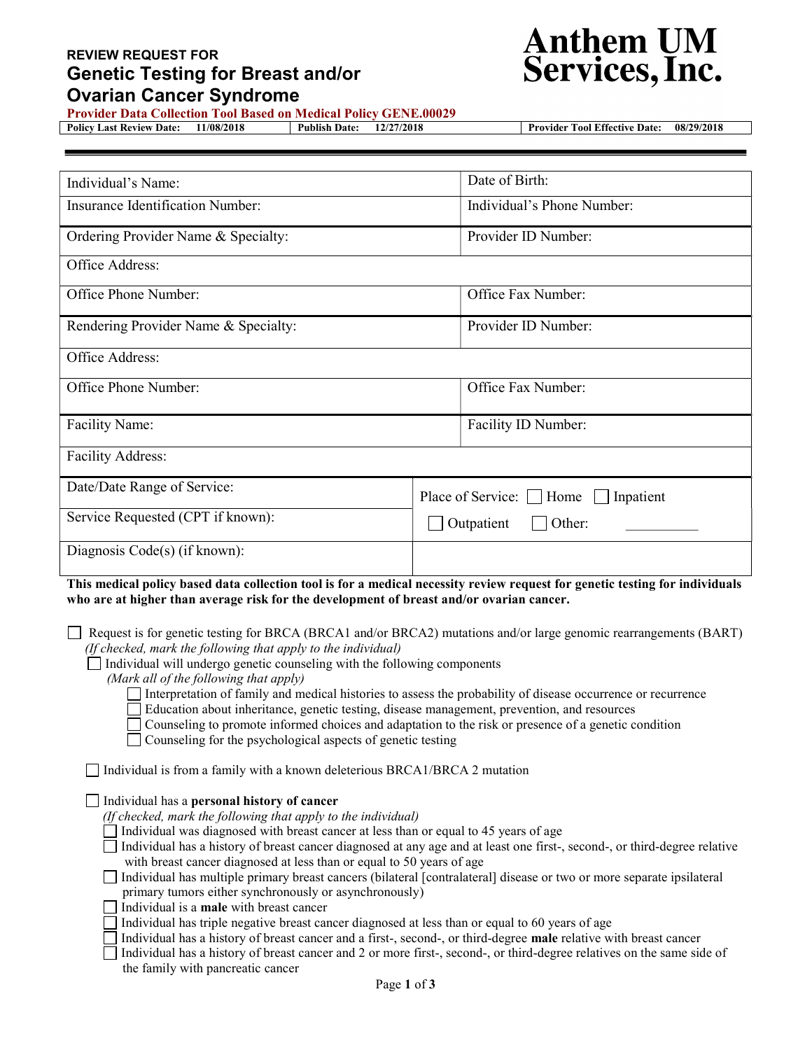# REVIEW REQUEST FOR Genetic Testing for Breast and/or Ovarian Cancer Syndrome

**Anthem UM Services, Inc.**

**Provider Data Collection Tool Based on Medical Policy GENE.00029**

| Policy Last Review Date: 11/08/2018 | Publish Date: 12/27/2018 | Provider Tool Effective Date: 08/29/2018 |
|---|---|---|

| | |
|---|---|
| Individual's Name: | Date of Birth: |
| Insurance Identification Number: | Individual's Phone Number: |
| Ordering Provider Name & Specialty: | Provider ID Number: |
| Office Address: | |
| Office Phone Number: | Office Fax Number: |
| Rendering Provider Name & Specialty: | Provider ID Number: |
| Office Address: | |
| Office Phone Number: | Office Fax Number: |
| Facility Name: | Facility ID Number: |
| Facility Address: | |
| Date/Date Range of Service: | Place of Service: ☐ Home ☐ Inpatient |
| Service Requested (CPT if known): | ☐ Outpatient ☐ Other: __________ |
| Diagnosis Code(s) (if known): | |

**This medical policy based data collection tool is for a medical necessity review request for genetic testing for individuals who are at higher than average risk for the development of breast and/or ovarian cancer.**

☐ Request is for genetic testing for BRCA (BRCA1 and/or BRCA2) mutations and/or large genomic rearrangements (BART)
*(If checked, mark the following that apply to the individual)*

- ☐ Individual will undergo genetic counseling with the following components
  *(Mark all of the following that apply)*
  - ☐ Interpretation of family and medical histories to assess the probability of disease occurrence or recurrence
  - ☐ Education about inheritance, genetic testing, disease management, prevention, and resources
  - ☐ Counseling to promote informed choices and adaptation to the risk or presence of a genetic condition
  - ☐ Counseling for the psychological aspects of genetic testing

- ☐ Individual is from a family with a known deleterious BRCA1/BRCA 2 mutation

- ☐ Individual has a **personal history of cancer**
  *(If checked, mark the following that apply to the individual)*
  - ☐ Individual was diagnosed with breast cancer at less than or equal to 45 years of age
  - ☐ Individual has a history of breast cancer diagnosed at any age and at least one first-, second-, or third-degree relative with breast cancer diagnosed at less than or equal to 50 years of age
  - ☐ Individual has multiple primary breast cancers (bilateral [contralateral] disease or two or more separate ipsilateral primary tumors either synchronously or asynchronously)
  - ☐ Individual is a **male** with breast cancer
  - ☐ Individual has triple negative breast cancer diagnosed at less than or equal to 60 years of age
  - ☐ Individual has a history of breast cancer and a first-, second-, or third-degree **male** relative with breast cancer
  - ☐ Individual has a history of breast cancer and 2 or more first-, second-, or third-degree relatives on the same side of the family with pancreatic cancer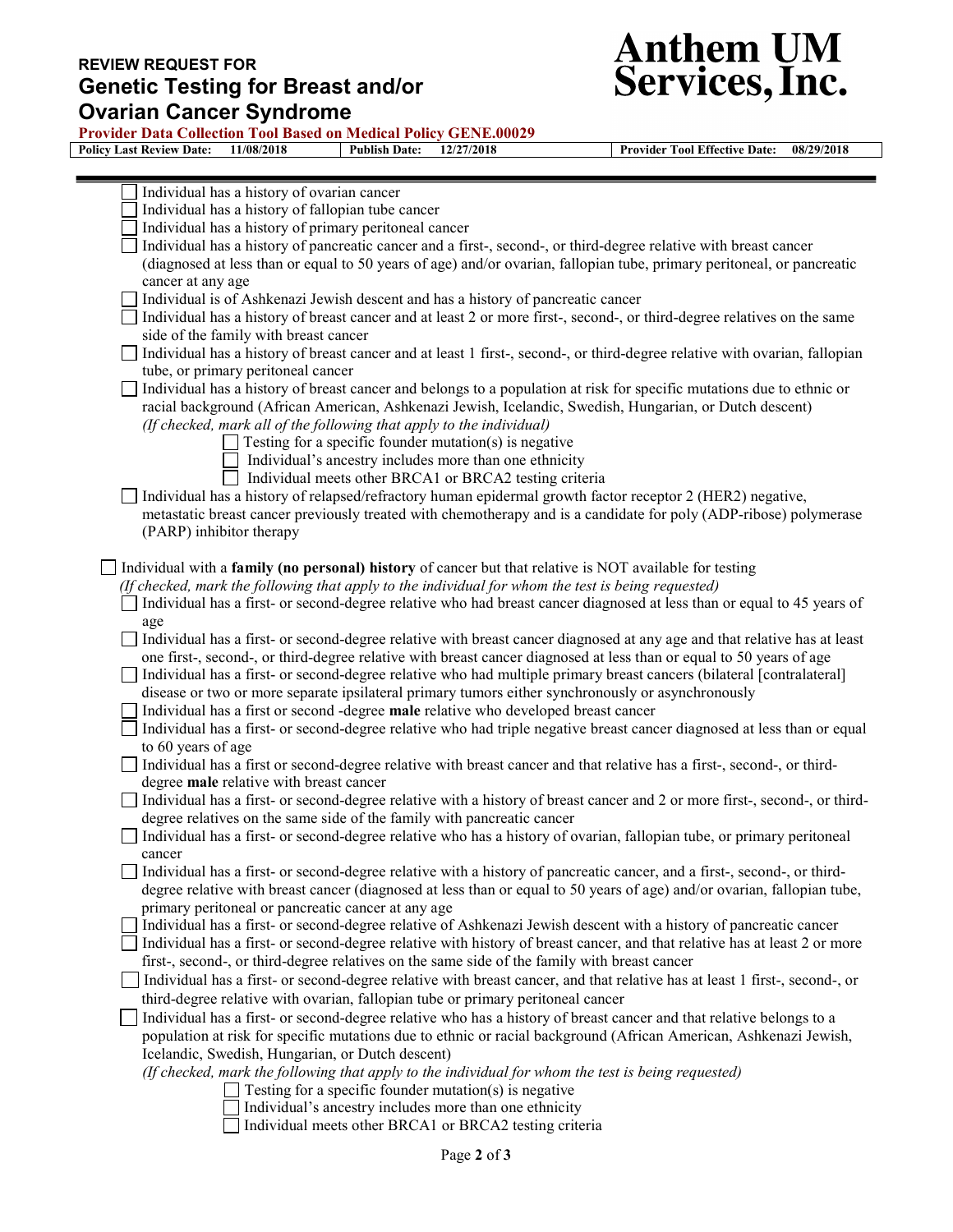- [ ] Individual has a history of ovarian cancer
- [ ] Individual has a history of fallopian tube cancer
- [ ] Individual has a history of primary peritoneal cancer
- [ ] Individual has a history of pancreatic cancer and a first-, second-, or third-degree relative with breast cancer (diagnosed at less than or equal to 50 years of age) and/or ovarian, fallopian tube, primary peritoneal, or pancreatic cancer at any age
- [ ] Individual is of Ashkenazi Jewish descent and has a history of pancreatic cancer
- [ ] Individual has a history of breast cancer and at least 2 or more first-, second-, or third-degree relatives on the same side of the family with breast cancer
- [ ] Individual has a history of breast cancer and at least 1 first-, second-, or third-degree relative with ovarian, fallopian tube, or primary peritoneal cancer
- [ ] Individual has a history of breast cancer and belongs to a population at risk for specific mutations due to ethnic or racial background (African American, Ashkenazi Jewish, Icelandic, Swedish, Hungarian, or Dutch descent)
  *(If checked, mark all of the following that apply to the individual)*
  - [ ] Testing for a specific founder mutation(s) is negative
  - [ ] Individual's ancestry includes more than one ethnicity
  - [ ] Individual meets other BRCA1 or BRCA2 testing criteria
- [ ] Individual has a history of relapsed/refractory human epidermal growth factor receptor 2 (HER2) negative, metastatic breast cancer previously treated with chemotherapy and is a candidate for poly (ADP-ribose) polymerase (PARP) inhibitor therapy

- [ ] Individual with a **family (no personal) history** of cancer but that relative is NOT available for testing
  *(If checked, mark the following that apply to the individual for whom the test is being requested)*
  - [ ] Individual has a first- or second-degree relative who had breast cancer diagnosed at less than or equal to 45 years of age
  - [ ] Individual has a first- or second-degree relative with breast cancer diagnosed at any age and that relative has at least one first-, second-, or third-degree relative with breast cancer diagnosed at less than or equal to 50 years of age
  - [ ] Individual has a first- or second-degree relative who had multiple primary breast cancers (bilateral [contralateral] disease or two or more separate ipsilateral primary tumors either synchronously or asynchronously
  - [ ] Individual has a first or second -degree **male** relative who developed breast cancer
  - [ ] Individual has a first- or second-degree relative who had triple negative breast cancer diagnosed at less than or equal to 60 years of age
  - [ ] Individual has a first or second-degree relative with breast cancer and that relative has a first-, second-, or third-degree **male** relative with breast cancer
  - [ ] Individual has a first- or second-degree relative with a history of breast cancer and 2 or more first-, second-, or third-degree relatives on the same side of the family with pancreatic cancer
  - [ ] Individual has a first- or second-degree relative who has a history of ovarian, fallopian tube, or primary peritoneal cancer
  - [ ] Individual has a first- or second-degree relative with a history of pancreatic cancer, and a first-, second-, or third-degree relative with breast cancer (diagnosed at less than or equal to 50 years of age) and/or ovarian, fallopian tube, primary peritoneal or pancreatic cancer at any age
  - [ ] Individual has a first- or second-degree relative of Ashkenazi Jewish descent with a history of pancreatic cancer
  - [ ] Individual has a first- or second-degree relative with history of breast cancer, and that relative has at least 2 or more first-, second-, or third-degree relatives on the same side of the family with breast cancer
  - [ ] Individual has a first- or second-degree relative with breast cancer, and that relative has at least 1 first-, second-, or third-degree relative with ovarian, fallopian tube or primary peritoneal cancer
  - [ ] Individual has a first- or second-degree relative who has a history of breast cancer and that relative belongs to a population at risk for specific mutations due to ethnic or racial background (African American, Ashkenazi Jewish, Icelandic, Swedish, Hungarian, or Dutch descent)
    *(If checked, mark the following that apply to the individual for whom the test is being requested)*
    - [ ] Testing for a specific founder mutation(s) is negative
    - [ ] Individual's ancestry includes more than one ethnicity
    - [ ] Individual meets other BRCA1 or BRCA2 testing criteria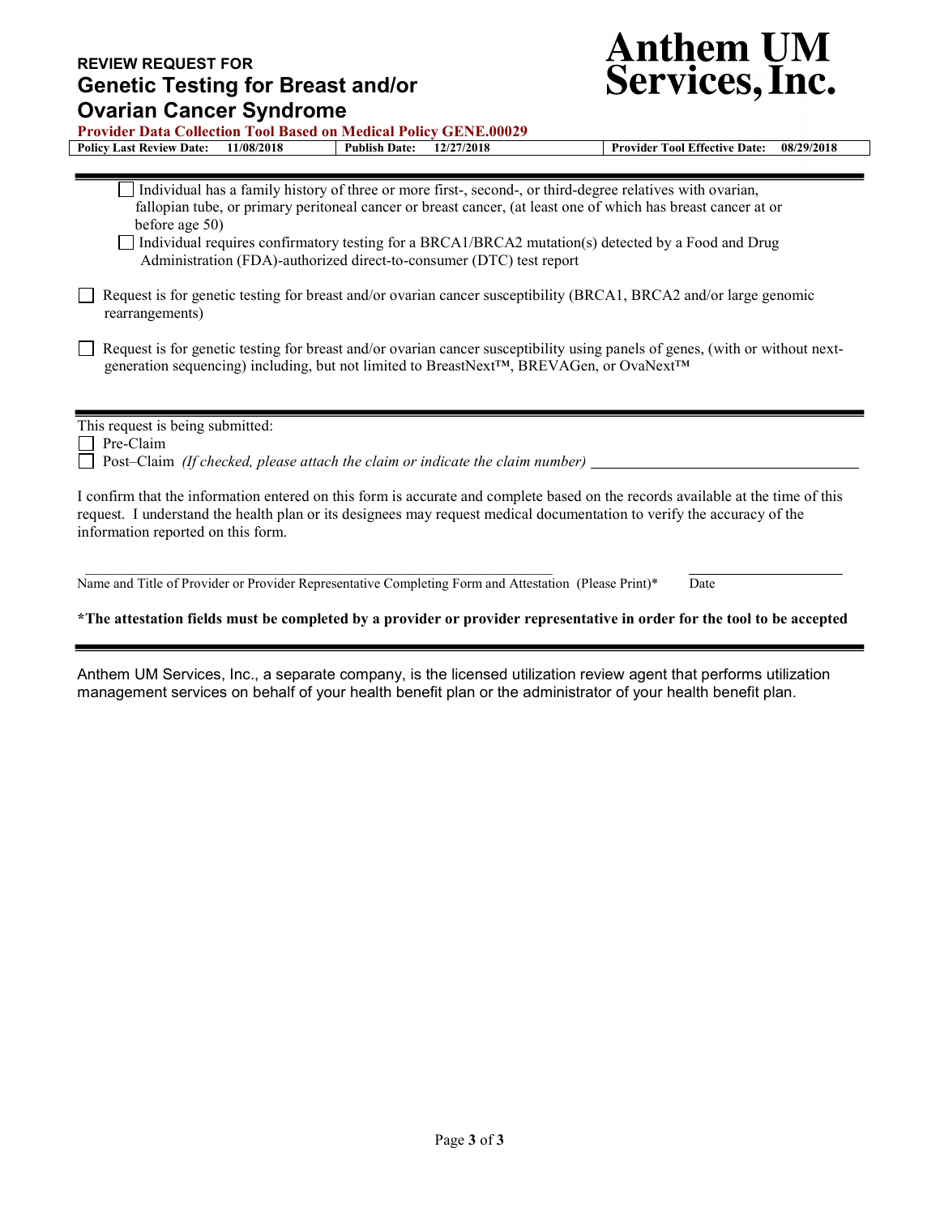- ☐ Individual has a family history of three or more first-, second-, or third-degree relatives with ovarian, fallopian tube, or primary peritoneal cancer or breast cancer, (at least one of which has breast cancer at or before age 50)
- ☐ Individual requires confirmatory testing for a BRCA1/BRCA2 mutation(s) detected by a Food and Drug Administration (FDA)-authorized direct-to-consumer (DTC) test report

☐ Request is for genetic testing for breast and/or ovarian cancer susceptibility (BRCA1, BRCA2 and/or large genomic rearrangements)

☐ Request is for genetic testing for breast and/or ovarian cancer susceptibility using panels of genes, (with or without next-generation sequencing) including, but not limited to BreastNext™, BREVAGen, or OvaNext™

---

This request is being submitted:

☐ Pre-Claim

☐ Post–Claim *(If checked, please attach the claim or indicate the claim number)* ____________________

I confirm that the information entered on this form is accurate and complete based on the records available at the time of this request. I understand the health plan or its designees may request medical documentation to verify the accuracy of the information reported on this form.

______________________________________________ ____________________

Name and Title of Provider or Provider Representative Completing Form and Attestation (Please Print)* Date

**\*The attestation fields must be completed by a provider or provider representative in order for the tool to be accepted**

---

Anthem UM Services, Inc., a separate company, is the licensed utilization review agent that performs utilization management services on behalf of your health benefit plan or the administrator of your health benefit plan.